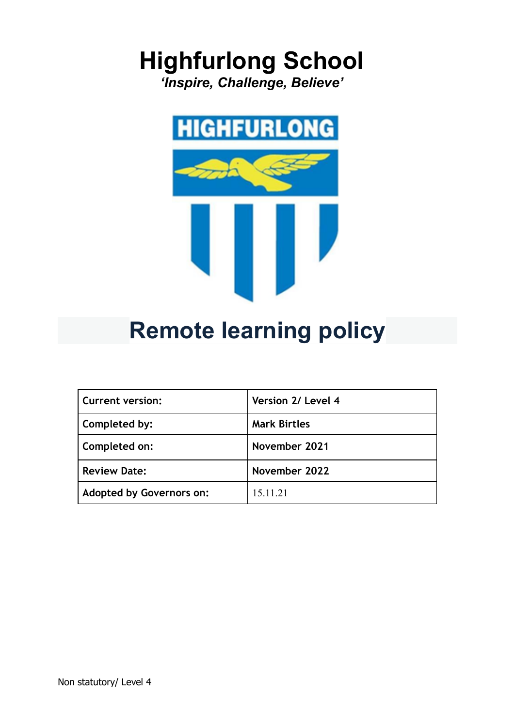# Highfurlong School

*'Inspire, Challenge, Believe'*

HIGHFURLONG

# Remote learning policy

| Current version: | Version 2/ Level 4 |
|---|---|
| Completed by: | Mark Birtles |
| Completed on: | November 2021 |
| Review Date: | November 2022 |
| Adopted by Governors on: | 15.11.21 |

Non statutory/ Level 4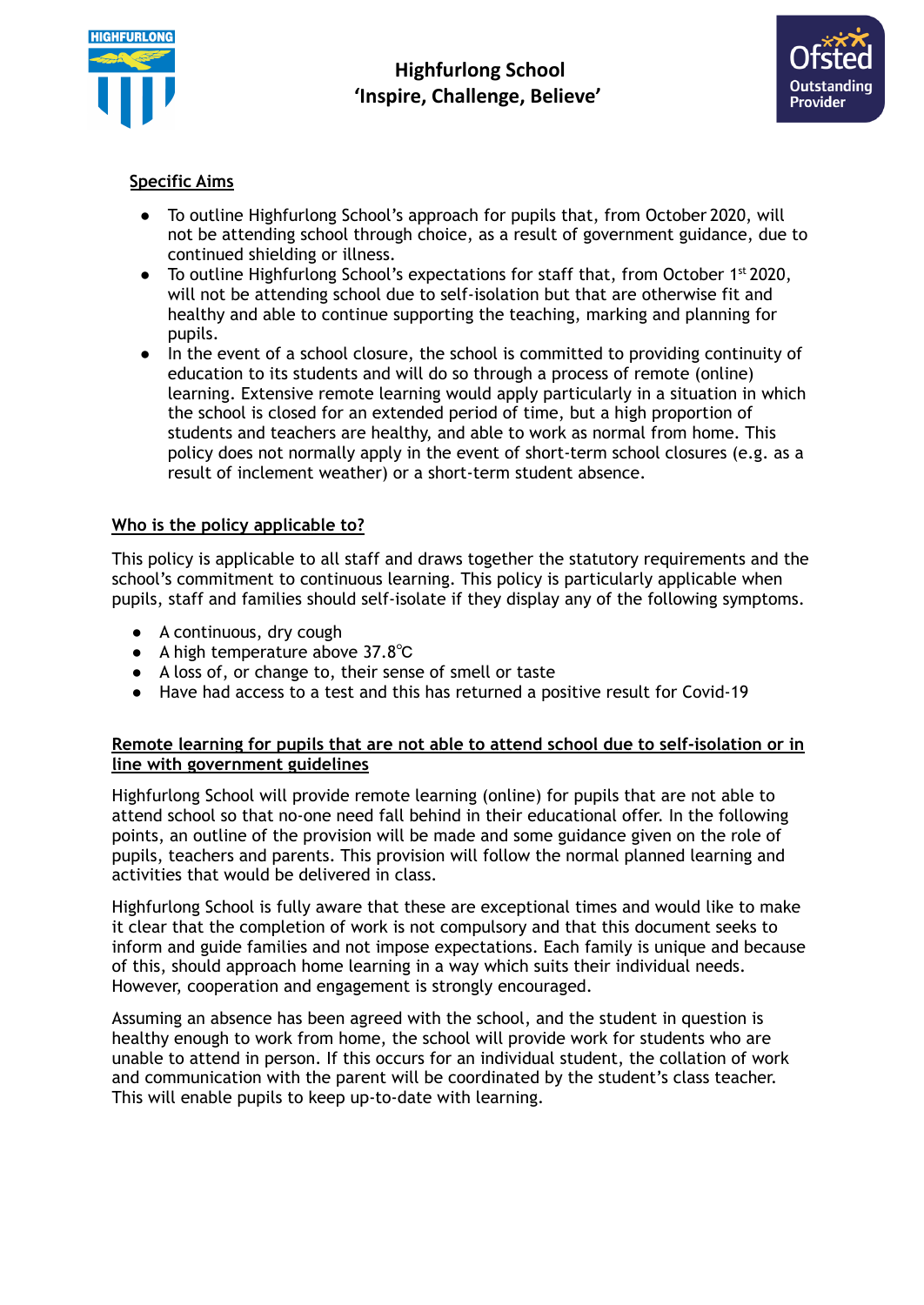**Specific Aims**

- To outline Highfurlong School's approach for pupils that, from October 2020, will not be attending school through choice, as a result of government guidance, due to continued shielding or illness.
- To outline Highfurlong School's expectations for staff that, from October 1st 2020, will not be attending school due to self-isolation but that are otherwise fit and healthy and able to continue supporting the teaching, marking and planning for pupils.
- In the event of a school closure, the school is committed to providing continuity of education to its students and will do so through a process of remote (online) learning. Extensive remote learning would apply particularly in a situation in which the school is closed for an extended period of time, but a high proportion of students and teachers are healthy, and able to work as normal from home. This policy does not normally apply in the event of short-term school closures (e.g. as a result of inclement weather) or a short-term student absence.

**Who is the policy applicable to?**

This policy is applicable to all staff and draws together the statutory requirements and the school's commitment to continuous learning. This policy is particularly applicable when pupils, staff and families should self-isolate if they display any of the following symptoms.

- A continuous, dry cough
- A high temperature above 37.8℃
- A loss of, or change to, their sense of smell or taste
- Have had access to a test and this has returned a positive result for Covid-19

**Remote learning for pupils that are not able to attend school due to self-isolation or in line with government guidelines**

Highfurlong School will provide remote learning (online) for pupils that are not able to attend school so that no-one need fall behind in their educational offer. In the following points, an outline of the provision will be made and some guidance given on the role of pupils, teachers and parents. This provision will follow the normal planned learning and activities that would be delivered in class.

Highfurlong School is fully aware that these are exceptional times and would like to make it clear that the completion of work is not compulsory and that this document seeks to inform and guide families and not impose expectations. Each family is unique and because of this, should approach home learning in a way which suits their individual needs. However, cooperation and engagement is strongly encouraged.

Assuming an absence has been agreed with the school, and the student in question is healthy enough to work from home, the school will provide work for students who are unable to attend in person. If this occurs for an individual student, the collation of work and communication with the parent will be coordinated by the student's class teacher. This will enable pupils to keep up-to-date with learning.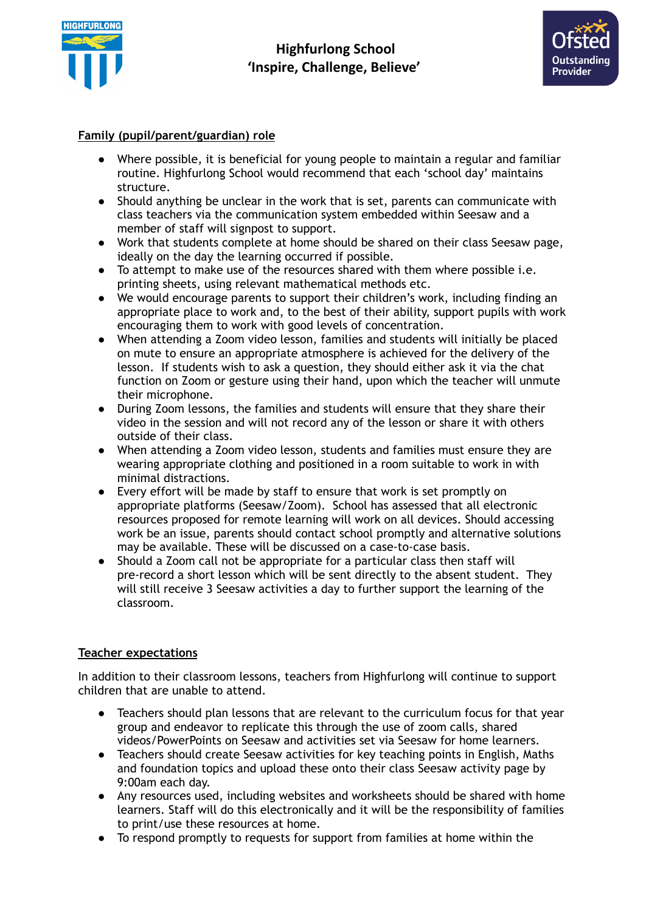**Family (pupil/parent/guardian) role**

- Where possible, it is beneficial for young people to maintain a regular and familiar routine. Highfurlong School would recommend that each 'school day' maintains structure.
- Should anything be unclear in the work that is set, parents can communicate with class teachers via the communication system embedded within Seesaw and a member of staff will signpost to support.
- Work that students complete at home should be shared on their class Seesaw page, ideally on the day the learning occurred if possible.
- To attempt to make use of the resources shared with them where possible i.e. printing sheets, using relevant mathematical methods etc.
- We would encourage parents to support their children's work, including finding an appropriate place to work and, to the best of their ability, support pupils with work encouraging them to work with good levels of concentration.
- When attending a Zoom video lesson, families and students will initially be placed on mute to ensure an appropriate atmosphere is achieved for the delivery of the lesson. If students wish to ask a question, they should either ask it via the chat function on Zoom or gesture using their hand, upon which the teacher will unmute their microphone.
- During Zoom lessons, the families and students will ensure that they share their video in the session and will not record any of the lesson or share it with others outside of their class.
- When attending a Zoom video lesson, students and families must ensure they are wearing appropriate clothing and positioned in a room suitable to work in with minimal distractions.
- Every effort will be made by staff to ensure that work is set promptly on appropriate platforms (Seesaw/Zoom). School has assessed that all electronic resources proposed for remote learning will work on all devices. Should accessing work be an issue, parents should contact school promptly and alternative solutions may be available. These will be discussed on a case-to-case basis.
- Should a Zoom call not be appropriate for a particular class then staff will pre-record a short lesson which will be sent directly to the absent student. They will still receive 3 Seesaw activities a day to further support the learning of the classroom.

**Teacher expectations**

In addition to their classroom lessons, teachers from Highfurlong will continue to support children that are unable to attend.

- Teachers should plan lessons that are relevant to the curriculum focus for that year group and endeavor to replicate this through the use of zoom calls, shared videos/PowerPoints on Seesaw and activities set via Seesaw for home learners.
- Teachers should create Seesaw activities for key teaching points in English, Maths and foundation topics and upload these onto their class Seesaw activity page by 9:00am each day.
- Any resources used, including websites and worksheets should be shared with home learners. Staff will do this electronically and it will be the responsibility of families to print/use these resources at home.
- To respond promptly to requests for support from families at home within the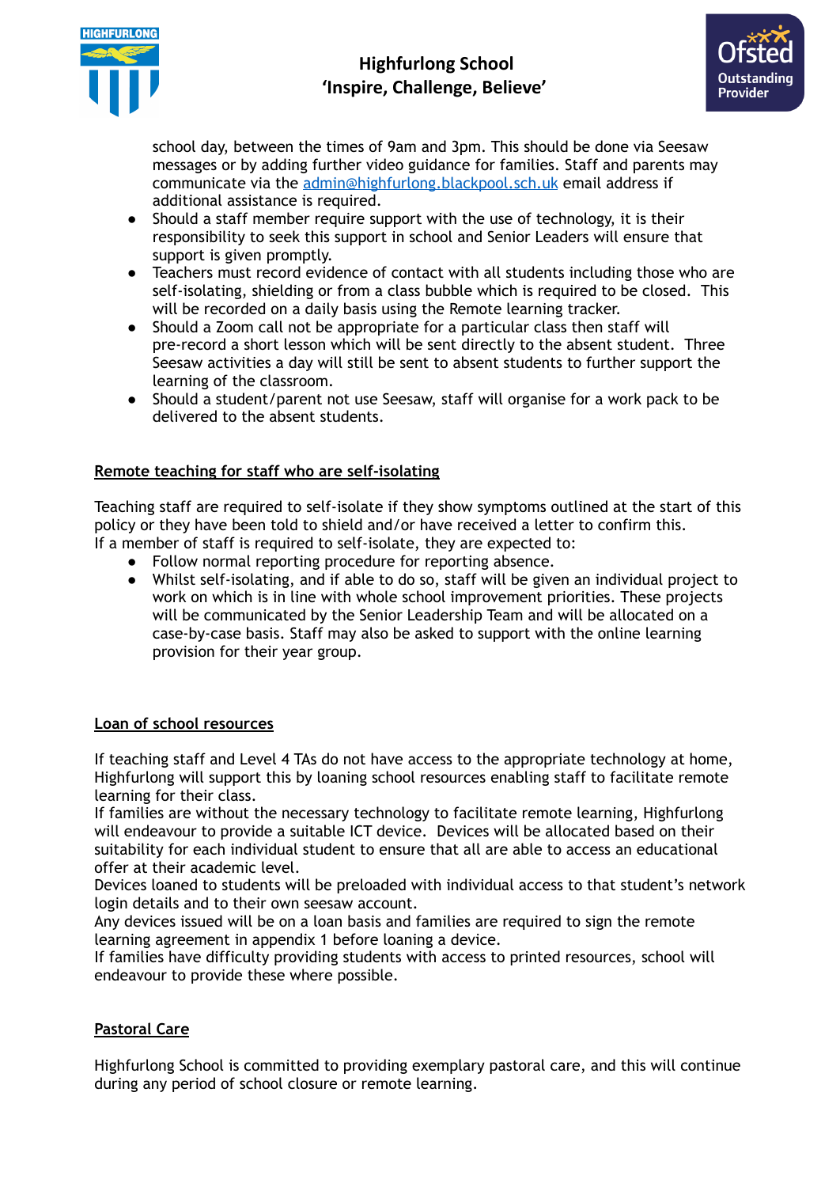school day, between the times of 9am and 3pm. This should be done via Seesaw messages or by adding further video guidance for families. Staff and parents may communicate via the [admin@highfurlong.blackpool.sch.uk](mailto:admin@highfurlong.blackpool.sch.uk) email address if additional assistance is required.

- Should a staff member require support with the use of technology, it is their responsibility to seek this support in school and Senior Leaders will ensure that support is given promptly.
- Teachers must record evidence of contact with all students including those who are self-isolating, shielding or from a class bubble which is required to be closed. This will be recorded on a daily basis using the Remote learning tracker.
- Should a Zoom call not be appropriate for a particular class then staff will pre-record a short lesson which will be sent directly to the absent student. Three Seesaw activities a day will still be sent to absent students to further support the learning of the classroom.
- Should a student/parent not use Seesaw, staff will organise for a work pack to be delivered to the absent students.

**Remote teaching for staff who are self-isolating**

Teaching staff are required to self-isolate if they show symptoms outlined at the start of this policy or they have been told to shield and/or have received a letter to confirm this.
If a member of staff is required to self-isolate, they are expected to:

- Follow normal reporting procedure for reporting absence.
- Whilst self-isolating, and if able to do so, staff will be given an individual project to work on which is in line with whole school improvement priorities. These projects will be communicated by the Senior Leadership Team and will be allocated on a case-by-case basis. Staff may also be asked to support with the online learning provision for their year group.

**Loan of school resources**

If teaching staff and Level 4 TAs do not have access to the appropriate technology at home, Highfurlong will support this by loaning school resources enabling staff to facilitate remote learning for their class.
If families are without the necessary technology to facilitate remote learning, Highfurlong will endeavour to provide a suitable ICT device. Devices will be allocated based on their suitability for each individual student to ensure that all are able to access an educational offer at their academic level.
Devices loaned to students will be preloaded with individual access to that student's network login details and to their own seesaw account.
Any devices issued will be on a loan basis and families are required to sign the remote learning agreement in appendix 1 before loaning a device.
If families have difficulty providing students with access to printed resources, school will endeavour to provide these where possible.

**Pastoral Care**

Highfurlong School is committed to providing exemplary pastoral care, and this will continue during any period of school closure or remote learning.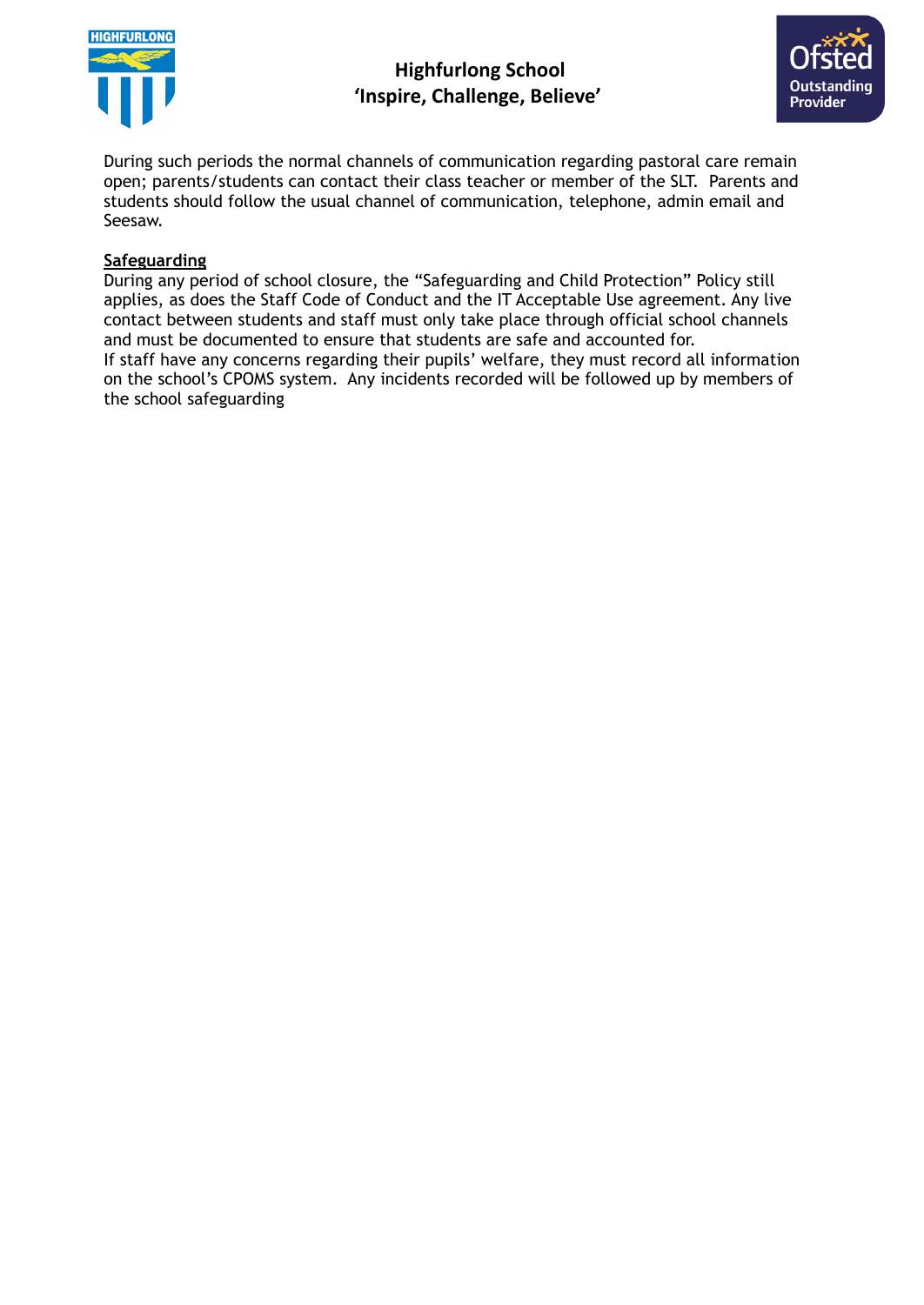During such periods the normal channels of communication regarding pastoral care remain open; parents/students can contact their class teacher or member of the SLT. Parents and students should follow the usual channel of communication, telephone, admin email and Seesaw.

**Safeguarding**

During any period of school closure, the "Safeguarding and Child Protection" Policy still applies, as does the Staff Code of Conduct and the IT Acceptable Use agreement. Any live contact between students and staff must only take place through official school channels and must be documented to ensure that students are safe and accounted for.

If staff have any concerns regarding their pupils' welfare, they must record all information on the school's CPOMS system. Any incidents recorded will be followed up by members of the school safeguarding